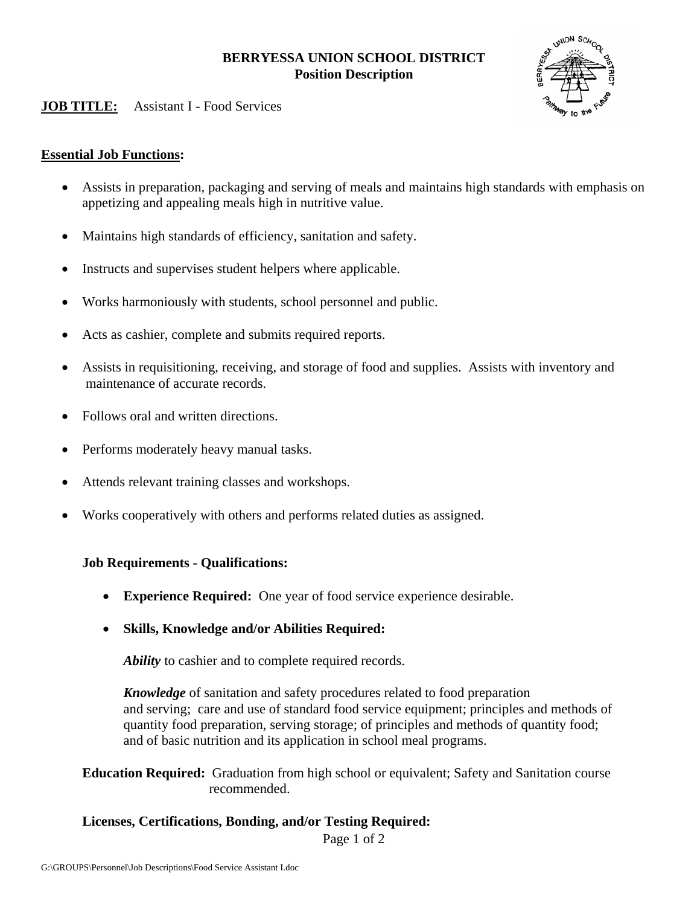**BERRYESSA UNION SCHOOL DISTRICT**
**Position Description**

**JOB TITLE:** Assistant I - Food Services

## Essential Job Functions:

- Assists in preparation, packaging and serving of meals and maintains high standards with emphasis on appetizing and appealing meals high in nutritive value.
- Maintains high standards of efficiency, sanitation and safety.
- Instructs and supervises student helpers where applicable.
- Works harmoniously with students, school personnel and public.
- Acts as cashier, complete and submits required reports.
- Assists in requisitioning, receiving, and storage of food and supplies. Assists with inventory and maintenance of accurate records.
- Follows oral and written directions.
- Performs moderately heavy manual tasks.
- Attends relevant training classes and workshops.
- Works cooperatively with others and performs related duties as assigned.

### Job Requirements - Qualifications:

- **Experience Required:** One year of food service experience desirable.
- **Skills, Knowledge and/or Abilities Required:**

  ***Ability*** to cashier and to complete required records.

  ***Knowledge*** of sanitation and safety procedures related to food preparation and serving; care and use of standard food service equipment; principles and methods of quantity food preparation, serving storage; of principles and methods of quantity food; and of basic nutrition and its application in school meal programs.

**Education Required:** Graduation from high school or equivalent; Safety and Sanitation course recommended.

**Licenses, Certifications, Bonding, and/or Testing Required:**

G:\GROUPS\Personnel\Job Descriptions\Food Service Assistant I.doc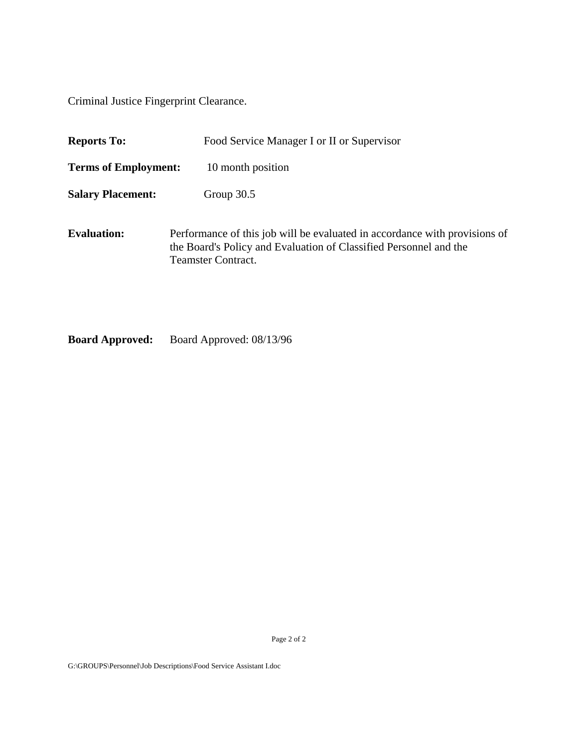Criminal Justice Fingerprint Clearance.

**Reports To:** Food Service Manager I or II or Supervisor

**Terms of Employment:** 10 month position

**Salary Placement:** Group 30.5

**Evaluation:** Performance of this job will be evaluated in accordance with provisions of the Board's Policy and Evaluation of Classified Personnel and the Teamster Contract.

**Board Approved:** Board Approved: 08/13/96

G:\GROUPS\Personnel\Job Descriptions\Food Service Assistant I.doc